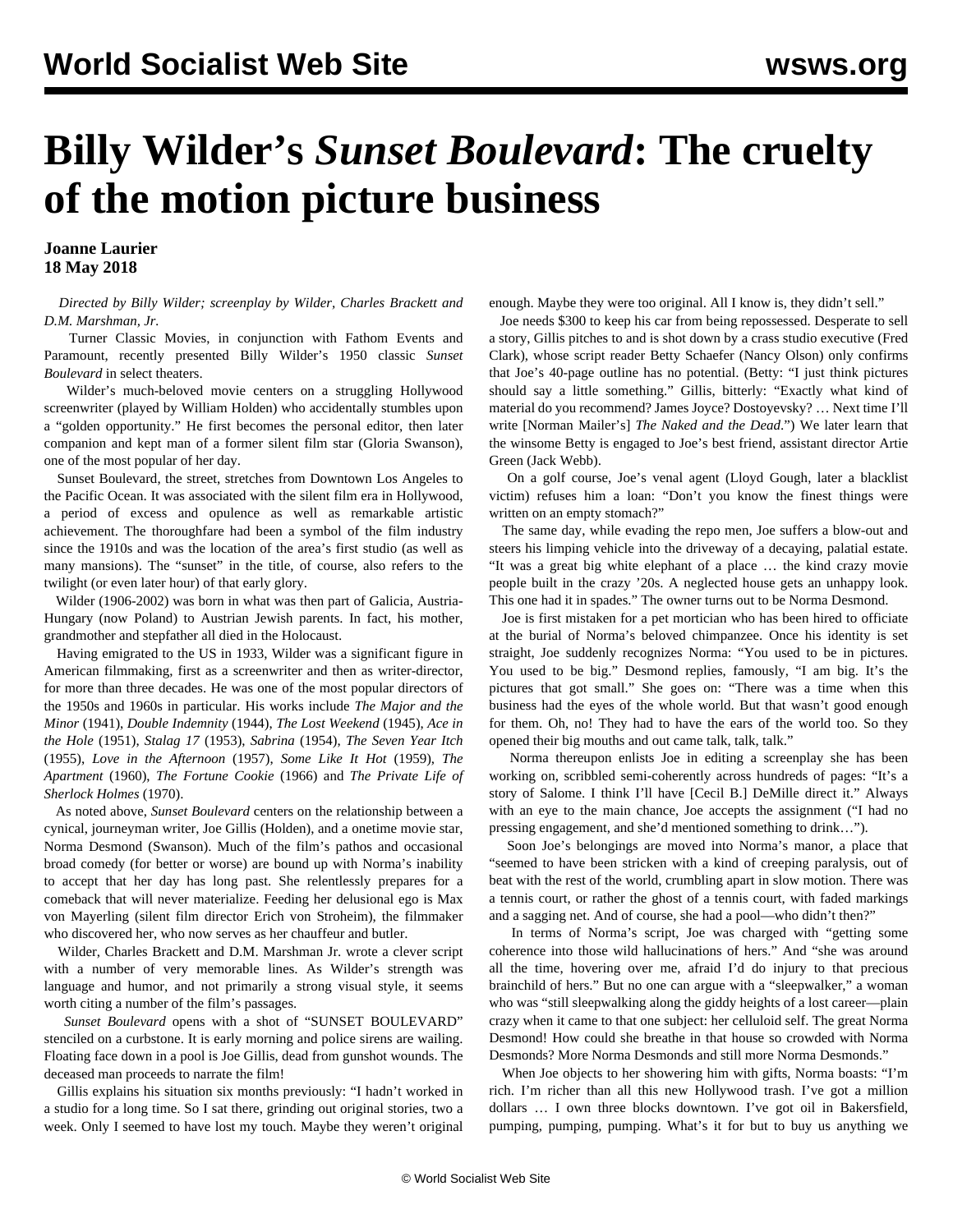# Billy Wilder's *Sunset Boulevard*: The cruelty of the motion picture business

**Joanne Laurier**
**18 May 2018**

*Directed by Billy Wilder; screenplay by Wilder, Charles Brackett and D.M. Marshman, Jr.*

Turner Classic Movies, in conjunction with Fathom Events and Paramount, recently presented Billy Wilder's 1950 classic *Sunset Boulevard* in select theaters.

Wilder's much-beloved movie centers on a struggling Hollywood screenwriter (played by William Holden) who accidentally stumbles upon a "golden opportunity." He first becomes the personal editor, then later companion and kept man of a former silent film star (Gloria Swanson), one of the most popular of her day.

Sunset Boulevard, the street, stretches from Downtown Los Angeles to the Pacific Ocean. It was associated with the silent film era in Hollywood, a period of excess and opulence as well as remarkable artistic achievement. The thoroughfare had been a symbol of the film industry since the 1910s and was the location of the area's first studio (as well as many mansions). The "sunset" in the title, of course, also refers to the twilight (or even later hour) of that early glory.

Wilder (1906-2002) was born in what was then part of Galicia, Austria-Hungary (now Poland) to Austrian Jewish parents. In fact, his mother, grandmother and stepfather all died in the Holocaust.

Having emigrated to the US in 1933, Wilder was a significant figure in American filmmaking, first as a screenwriter and then as writer-director, for more than three decades. He was one of the most popular directors of the 1950s and 1960s in particular. His works include *The Major and the Minor* (1941), *Double Indemnity* (1944), *The Lost Weekend* (1945), *Ace in the Hole* (1951), *Stalag 17* (1953), *Sabrina* (1954), *The Seven Year Itch* (1955), *Love in the Afternoon* (1957), *Some Like It Hot* (1959), *The Apartment* (1960), *The Fortune Cookie* (1966) and *The Private Life of Sherlock Holmes* (1970).

As noted above, *Sunset Boulevard* centers on the relationship between a cynical, journeyman writer, Joe Gillis (Holden), and a onetime movie star, Norma Desmond (Swanson). Much of the film's pathos and occasional broad comedy (for better or worse) are bound up with Norma's inability to accept that her day has long past. She relentlessly prepares for a comeback that will never materialize. Feeding her delusional ego is Max von Mayerling (silent film director Erich von Stroheim), the filmmaker who discovered her, who now serves as her chauffeur and butler.

Wilder, Charles Brackett and D.M. Marshman Jr. wrote a clever script with a number of very memorable lines. As Wilder's strength was language and humor, and not primarily a strong visual style, it seems worth citing a number of the film's passages.

*Sunset Boulevard* opens with a shot of "SUNSET BOULEVARD" stenciled on a curbstone. It is early morning and police sirens are wailing. Floating face down in a pool is Joe Gillis, dead from gunshot wounds. The deceased man proceeds to narrate the film!

Gillis explains his situation six months previously: "I hadn't worked in a studio for a long time. So I sat there, grinding out original stories, two a week. Only I seemed to have lost my touch. Maybe they weren't original enough. Maybe they were too original. All I know is, they didn't sell."

Joe needs $300 to keep his car from being repossessed. Desperate to sell a story, Gillis pitches to and is shot down by a crass studio executive (Fred Clark), whose script reader Betty Schaefer (Nancy Olson) only confirms that Joe's 40-page outline has no potential. (Betty: "I just think pictures should say a little something." Gillis, bitterly: "Exactly what kind of material do you recommend? James Joyce? Dostoyevsky? … Next time I'll write [Norman Mailer's] *The Naked and the Dead*.") We later learn that the winsome Betty is engaged to Joe's best friend, assistant director Artie Green (Jack Webb).

On a golf course, Joe's venal agent (Lloyd Gough, later a blacklist victim) refuses him a loan: "Don't you know the finest things were written on an empty stomach?"

The same day, while evading the repo men, Joe suffers a blow-out and steers his limping vehicle into the driveway of a decaying, palatial estate. "It was a great big white elephant of a place … the kind crazy movie people built in the crazy '20s. A neglected house gets an unhappy look. This one had it in spades." The owner turns out to be Norma Desmond.

Joe is first mistaken for a pet mortician who has been hired to officiate at the burial of Norma's beloved chimpanzee. Once his identity is set straight, Joe suddenly recognizes Norma: "You used to be in pictures. You used to be big." Desmond replies, famously, "I am big. It's the pictures that got small." She goes on: "There was a time when this business had the eyes of the whole world. But that wasn't good enough for them. Oh, no! They had to have the ears of the world too. So they opened their big mouths and out came talk, talk, talk."

Norma thereupon enlists Joe in editing a screenplay she has been working on, scribbled semi-coherently across hundreds of pages: "It's a story of Salome. I think I'll have [Cecil B.] DeMille direct it." Always with an eye to the main chance, Joe accepts the assignment ("I had no pressing engagement, and she'd mentioned something to drink…").

Soon Joe's belongings are moved into Norma's manor, a place that "seemed to have been stricken with a kind of creeping paralysis, out of beat with the rest of the world, crumbling apart in slow motion. There was a tennis court, or rather the ghost of a tennis court, with faded markings and a sagging net. And of course, she had a pool—who didn't then?"

In terms of Norma's script, Joe was charged with "getting some coherence into those wild hallucinations of hers." And "she was around all the time, hovering over me, afraid I'd do injury to that precious brainchild of hers." But no one can argue with a "sleepwalker," a woman who was "still sleepwalking along the giddy heights of a lost career—plain crazy when it came to that one subject: her celluloid self. The great Norma Desmond! How could she breathe in that house so crowded with Norma Desmonds? More Norma Desmonds and still more Norma Desmonds."

When Joe objects to her showering him with gifts, Norma boasts: "I'm rich. I'm richer than all this new Hollywood trash. I've got a million dollars … I own three blocks downtown. I've got oil in Bakersfield, pumping, pumping, pumping. What's it for but to buy us anything we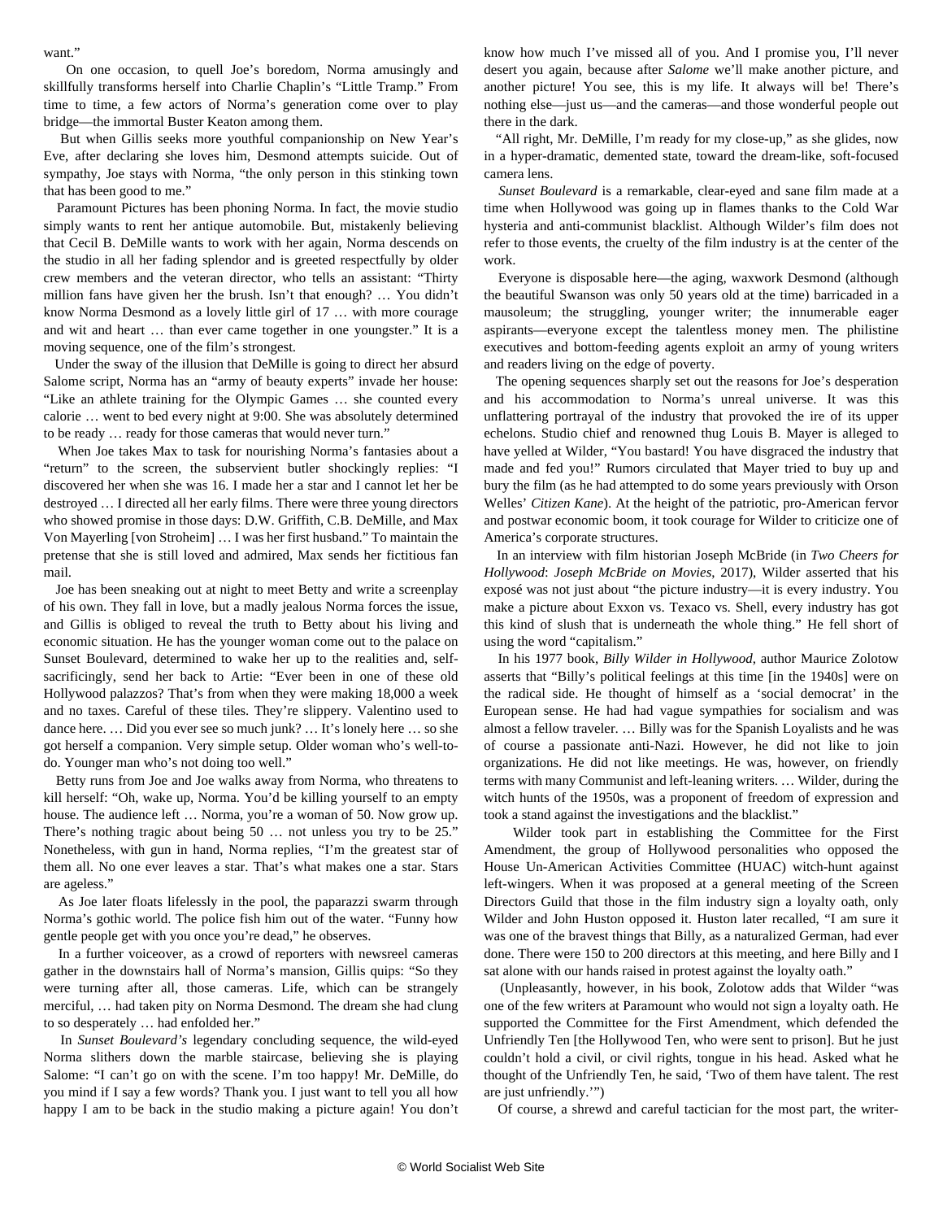want."

On one occasion, to quell Joe's boredom, Norma amusingly and skillfully transforms herself into Charlie Chaplin's "Little Tramp." From time to time, a few actors of Norma's generation come over to play bridge—the immortal Buster Keaton among them.

But when Gillis seeks more youthful companionship on New Year's Eve, after declaring she loves him, Desmond attempts suicide. Out of sympathy, Joe stays with Norma, "the only person in this stinking town that has been good to me."

Paramount Pictures has been phoning Norma. In fact, the movie studio simply wants to rent her antique automobile. But, mistakenly believing that Cecil B. DeMille wants to work with her again, Norma descends on the studio in all her fading splendor and is greeted respectfully by older crew members and the veteran director, who tells an assistant: "Thirty million fans have given her the brush. Isn't that enough? … You didn't know Norma Desmond as a lovely little girl of 17 … with more courage and wit and heart … than ever came together in one youngster." It is a moving sequence, one of the film's strongest.

Under the sway of the illusion that DeMille is going to direct her absurd Salome script, Norma has an "army of beauty experts" invade her house: "Like an athlete training for the Olympic Games … she counted every calorie … went to bed every night at 9:00. She was absolutely determined to be ready … ready for those cameras that would never turn."

When Joe takes Max to task for nourishing Norma's fantasies about a "return" to the screen, the subservient butler shockingly replies: "I discovered her when she was 16. I made her a star and I cannot let her be destroyed … I directed all her early films. There were three young directors who showed promise in those days: D.W. Griffith, C.B. DeMille, and Max Von Mayerling [von Stroheim] … I was her first husband." To maintain the pretense that she is still loved and admired, Max sends her fictitious fan mail.

Joe has been sneaking out at night to meet Betty and write a screenplay of his own. They fall in love, but a madly jealous Norma forces the issue, and Gillis is obliged to reveal the truth to Betty about his living and economic situation. He has the younger woman come out to the palace on Sunset Boulevard, determined to wake her up to the realities and, self-sacrificingly, send her back to Artie: "Ever been in one of these old Hollywood palazzos? That's from when they were making 18,000 a week and no taxes. Careful of these tiles. They're slippery. Valentino used to dance here. … Did you ever see so much junk? … It's lonely here … so she got herself a companion. Very simple setup. Older woman who's well-to-do. Younger man who's not doing too well."

Betty runs from Joe and Joe walks away from Norma, who threatens to kill herself: "Oh, wake up, Norma. You'd be killing yourself to an empty house. The audience left … Norma, you're a woman of 50. Now grow up. There's nothing tragic about being 50 … not unless you try to be 25." Nonetheless, with gun in hand, Norma replies, "I'm the greatest star of them all. No one ever leaves a star. That's what makes one a star. Stars are ageless."

As Joe later floats lifelessly in the pool, the paparazzi swarm through Norma's gothic world. The police fish him out of the water. "Funny how gentle people get with you once you're dead," he observes.

In a further voiceover, as a crowd of reporters with newsreel cameras gather in the downstairs hall of Norma's mansion, Gillis quips: "So they were turning after all, those cameras. Life, which can be strangely merciful, … had taken pity on Norma Desmond. The dream she had clung to so desperately … had enfolded her."

In *Sunset Boulevard's* legendary concluding sequence, the wild-eyed Norma slithers down the marble staircase, believing she is playing Salome: "I can't go on with the scene. I'm too happy! Mr. DeMille, do you mind if I say a few words? Thank you. I just want to tell you all how happy I am to be back in the studio making a picture again! You don't know how much I've missed all of you. And I promise you, I'll never desert you again, because after *Salome* we'll make another picture, and another picture! You see, this is my life. It always will be! There's nothing else—just us—and the cameras—and those wonderful people out there in the dark.

"All right, Mr. DeMille, I'm ready for my close-up," as she glides, now in a hyper-dramatic, demented state, toward the dream-like, soft-focused camera lens.

*Sunset Boulevard* is a remarkable, clear-eyed and sane film made at a time when Hollywood was going up in flames thanks to the Cold War hysteria and anti-communist blacklist. Although Wilder's film does not refer to those events, the cruelty of the film industry is at the center of the work.

Everyone is disposable here—the aging, waxwork Desmond (although the beautiful Swanson was only 50 years old at the time) barricaded in a mausoleum; the struggling, younger writer; the innumerable eager aspirants—everyone except the talentless money men. The philistine executives and bottom-feeding agents exploit an army of young writers and readers living on the edge of poverty.

The opening sequences sharply set out the reasons for Joe's desperation and his accommodation to Norma's unreal universe. It was this unflattering portrayal of the industry that provoked the ire of its upper echelons. Studio chief and renowned thug Louis B. Mayer is alleged to have yelled at Wilder, "You bastard! You have disgraced the industry that made and fed you!" Rumors circulated that Mayer tried to buy up and bury the film (as he had attempted to do some years previously with Orson Welles' *Citizen Kane*). At the height of the patriotic, pro-American fervor and postwar economic boom, it took courage for Wilder to criticize one of America's corporate structures.

In an interview with film historian Joseph McBride (in *Two Cheers for Hollywood*: *Joseph McBride on Movies*, 2017), Wilder asserted that his exposé was not just about "the picture industry—it is every industry. You make a picture about Exxon vs. Texaco vs. Shell, every industry has got this kind of slush that is underneath the whole thing." He fell short of using the word "capitalism."

In his 1977 book, *Billy Wilder in Hollywood*, author Maurice Zolotow asserts that "Billy's political feelings at this time [in the 1940s] were on the radical side. He thought of himself as a 'social democrat' in the European sense. He had had vague sympathies for socialism and was almost a fellow traveler. … Billy was for the Spanish Loyalists and he was of course a passionate anti-Nazi. However, he did not like to join organizations. He did not like meetings. He was, however, on friendly terms with many Communist and left-leaning writers. … Wilder, during the witch hunts of the 1950s, was a proponent of freedom of expression and took a stand against the investigations and the blacklist."

Wilder took part in establishing the Committee for the First Amendment, the group of Hollywood personalities who opposed the House Un-American Activities Committee (HUAC) witch-hunt against left-wingers. When it was proposed at a general meeting of the Screen Directors Guild that those in the film industry sign a loyalty oath, only Wilder and John Huston opposed it. Huston later recalled, "I am sure it was one of the bravest things that Billy, as a naturalized German, had ever done. There were 150 to 200 directors at this meeting, and here Billy and I sat alone with our hands raised in protest against the loyalty oath."

(Unpleasantly, however, in his book, Zolotow adds that Wilder "was one of the few writers at Paramount who would not sign a loyalty oath. He supported the Committee for the First Amendment, which defended the Unfriendly Ten [the Hollywood Ten, who were sent to prison]. But he just couldn't hold a civil, or civil rights, tongue in his head. Asked what he thought of the Unfriendly Ten, he said, 'Two of them have talent. The rest are just unfriendly.'")

Of course, a shrewd and careful tactician for the most part, the writer-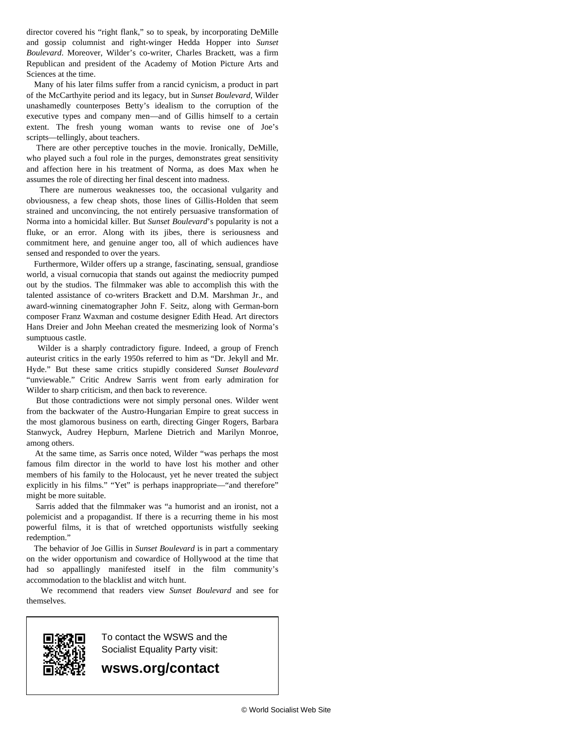director covered his "right flank," so to speak, by incorporating DeMille and gossip columnist and right-winger Hedda Hopper into *Sunset Boulevard*. Moreover, Wilder's co-writer, Charles Brackett, was a firm Republican and president of the Academy of Motion Picture Arts and Sciences at the time.

Many of his later films suffer from a rancid cynicism, a product in part of the McCarthyite period and its legacy, but in *Sunset Boulevard*, Wilder unashamedly counterposes Betty's idealism to the corruption of the executive types and company men—and of Gillis himself to a certain extent. The fresh young woman wants to revise one of Joe's scripts—tellingly, about teachers.

There are other perceptive touches in the movie. Ironically, DeMille, who played such a foul role in the purges, demonstrates great sensitivity and affection here in his treatment of Norma, as does Max when he assumes the role of directing her final descent into madness.

There are numerous weaknesses too, the occasional vulgarity and obviousness, a few cheap shots, those lines of Gillis-Holden that seem strained and unconvincing, the not entirely persuasive transformation of Norma into a homicidal killer. But *Sunset Boulevard*'s popularity is not a fluke, or an error. Along with its jibes, there is seriousness and commitment here, and genuine anger too, all of which audiences have sensed and responded to over the years.

Furthermore, Wilder offers up a strange, fascinating, sensual, grandiose world, a visual cornucopia that stands out against the mediocrity pumped out by the studios. The filmmaker was able to accomplish this with the talented assistance of co-writers Brackett and D.M. Marshman Jr., and award-winning cinematographer John F. Seitz, along with German-born composer Franz Waxman and costume designer Edith Head. Art directors Hans Dreier and John Meehan created the mesmerizing look of Norma's sumptuous castle.

Wilder is a sharply contradictory figure. Indeed, a group of French auteurist critics in the early 1950s referred to him as "Dr. Jekyll and Mr. Hyde." But these same critics stupidly considered *Sunset Boulevard* "unviewable." Critic Andrew Sarris went from early admiration for Wilder to sharp criticism, and then back to reverence.

But those contradictions were not simply personal ones. Wilder went from the backwater of the Austro-Hungarian Empire to great success in the most glamorous business on earth, directing Ginger Rogers, Barbara Stanwyck, Audrey Hepburn, Marlene Dietrich and Marilyn Monroe, among others.

At the same time, as Sarris once noted, Wilder "was perhaps the most famous film director in the world to have lost his mother and other members of his family to the Holocaust, yet he never treated the subject explicitly in his films." "Yet" is perhaps inappropriate—"and therefore" might be more suitable.

Sarris added that the filmmaker was "a humorist and an ironist, not a polemicist and a propagandist. If there is a recurring theme in his most powerful films, it is that of wretched opportunists wistfully seeking redemption."

The behavior of Joe Gillis in *Sunset Boulevard* is in part a commentary on the wider opportunism and cowardice of Hollywood at the time that had so appallingly manifested itself in the film community's accommodation to the blacklist and witch hunt.

We recommend that readers view *Sunset Boulevard* and see for themselves.

To contact the WSWS and the Socialist Equality Party visit:

**wsws.org/contact**